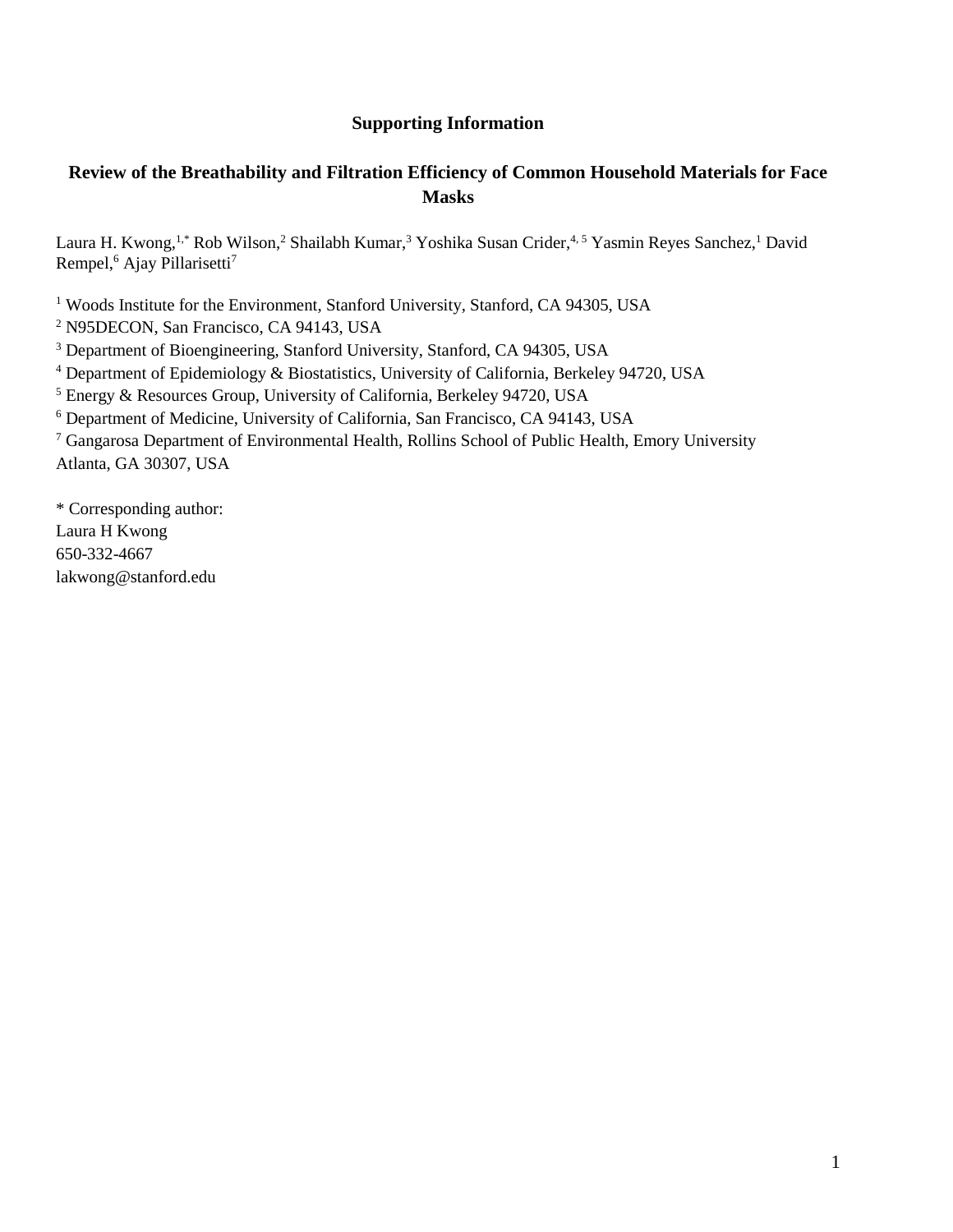**Supporting Information**

# Review of the Breathability and Filtration Efficiency of Common Household Materials for Face Masks

Laura H. Kwong,[1,*] Rob Wilson,[2] Shailabh Kumar,[3] Yoshika Susan Crider,[4, 5] Yasmin Reyes Sanchez,[1] David Rempel,[6] Ajay Pillarisetti[7]

[1] Woods Institute for the Environment, Stanford University, Stanford, CA 94305, USA
[2] N95DECON, San Francisco, CA 94143, USA
[3] Department of Bioengineering, Stanford University, Stanford, CA 94305, USA
[4] Department of Epidemiology & Biostatistics, University of California, Berkeley 94720, USA
[5] Energy & Resources Group, University of California, Berkeley 94720, USA
[6] Department of Medicine, University of California, San Francisco, CA 94143, USA
[7] Gangarosa Department of Environmental Health, Rollins School of Public Health, Emory University Atlanta, GA 30307, USA

* Corresponding author:
Laura H Kwong
650-332-4667
lakwong@stanford.edu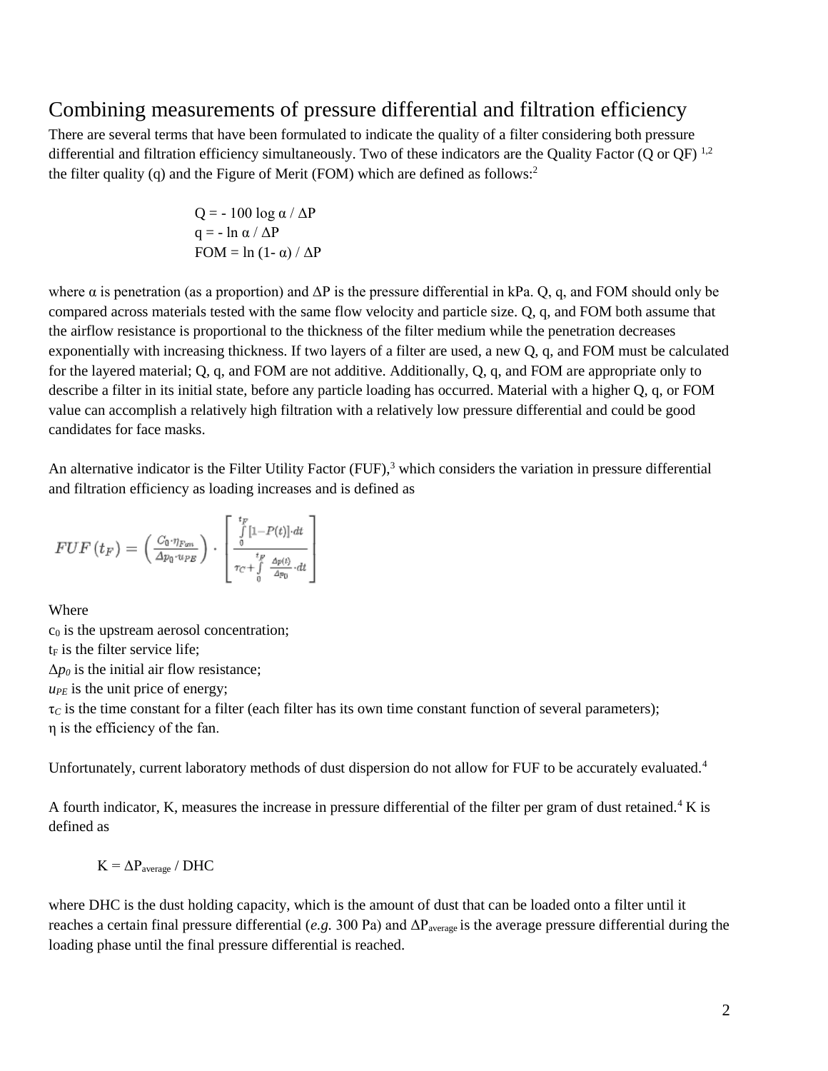# Combining measurements of pressure differential and filtration efficiency

There are several terms that have been formulated to indicate the quality of a filter considering both pressure differential and filtration efficiency simultaneously. Two of these indicators are the Quality Factor (Q or QF) [1,2] the filter quality (q) and the Figure of Merit (FOM) which are defined as follows:[2]

$$Q = -100 \log \alpha / \Delta P$$
$$q = -\ln \alpha / \Delta P$$
$$FOM = \ln(1-\alpha) / \Delta P$$

where $\alpha$ is penetration (as a proportion) and $\Delta P$ is the pressure differential in kPa. Q, q, and FOM should only be compared across materials tested with the same flow velocity and particle size. Q, q, and FOM both assume that the airflow resistance is proportional to the thickness of the filter medium while the penetration decreases exponentially with increasing thickness. If two layers of a filter are used, a new Q, q, and FOM must be calculated for the layered material; Q, q, and FOM are not additive. Additionally, Q, q, and FOM are appropriate only to describe a filter in its initial state, before any particle loading has occurred. Material with a higher Q, q, or FOM value can accomplish a relatively high filtration with a relatively low pressure differential and could be good candidates for face masks.

An alternative indicator is the Filter Utility Factor (FUF),[3] which considers the variation in pressure differential and filtration efficiency as loading increases and is defined as

$$FUF\left(t_F\right) = \left(\frac{C_0 \cdot \eta_{Fan}}{\Delta p_0 \cdot u_{PE}}\right) \cdot \left[\frac{\int_0^{t_F} [1 - P(t)] \cdot dt}{\tau_C + \int_0^{t_F} \frac{\Delta p(t)}{\Delta p_0} \cdot dt}\right]$$

Where

$c_0$ is the upstream aerosol concentration;
$t_F$ is the filter service life;
$\Delta p_0$ is the initial air flow resistance;
$u_{PE}$ is the unit price of energy;
$\tau_C$ is the time constant for a filter (each filter has its own time constant function of several parameters);
$\eta$ is the efficiency of the fan.

Unfortunately, current laboratory methods of dust dispersion do not allow for FUF to be accurately evaluated.[4]

A fourth indicator, K, measures the increase in pressure differential of the filter per gram of dust retained.[4] K is defined as

$$K = \Delta P_{average} / DHC$$

where DHC is the dust holding capacity, which is the amount of dust that can be loaded onto a filter until it reaches a certain final pressure differential (*e.g.* 300 Pa) and $\Delta P_{average}$ is the average pressure differential during the loading phase until the final pressure differential is reached.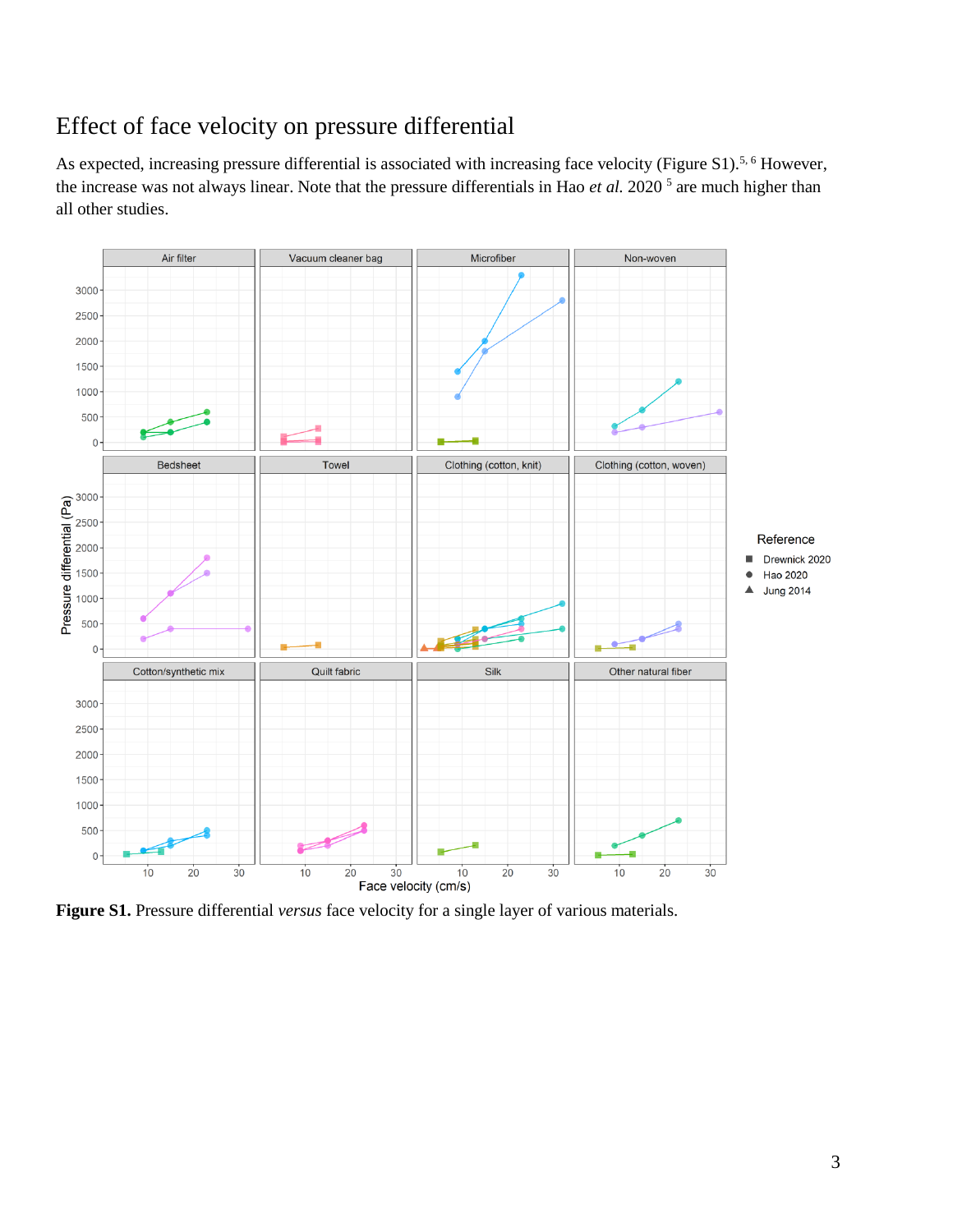## Effect of face velocity on pressure differential

As expected, increasing pressure differential is associated with increasing face velocity (Figure S1).[5, 6] However, the increase was not always linear. Note that the pressure differentials in Hao *et al.* 2020 [5] are much higher than all other studies.

**Figure S1.** Pressure differential *versus* face velocity for a single layer of various materials.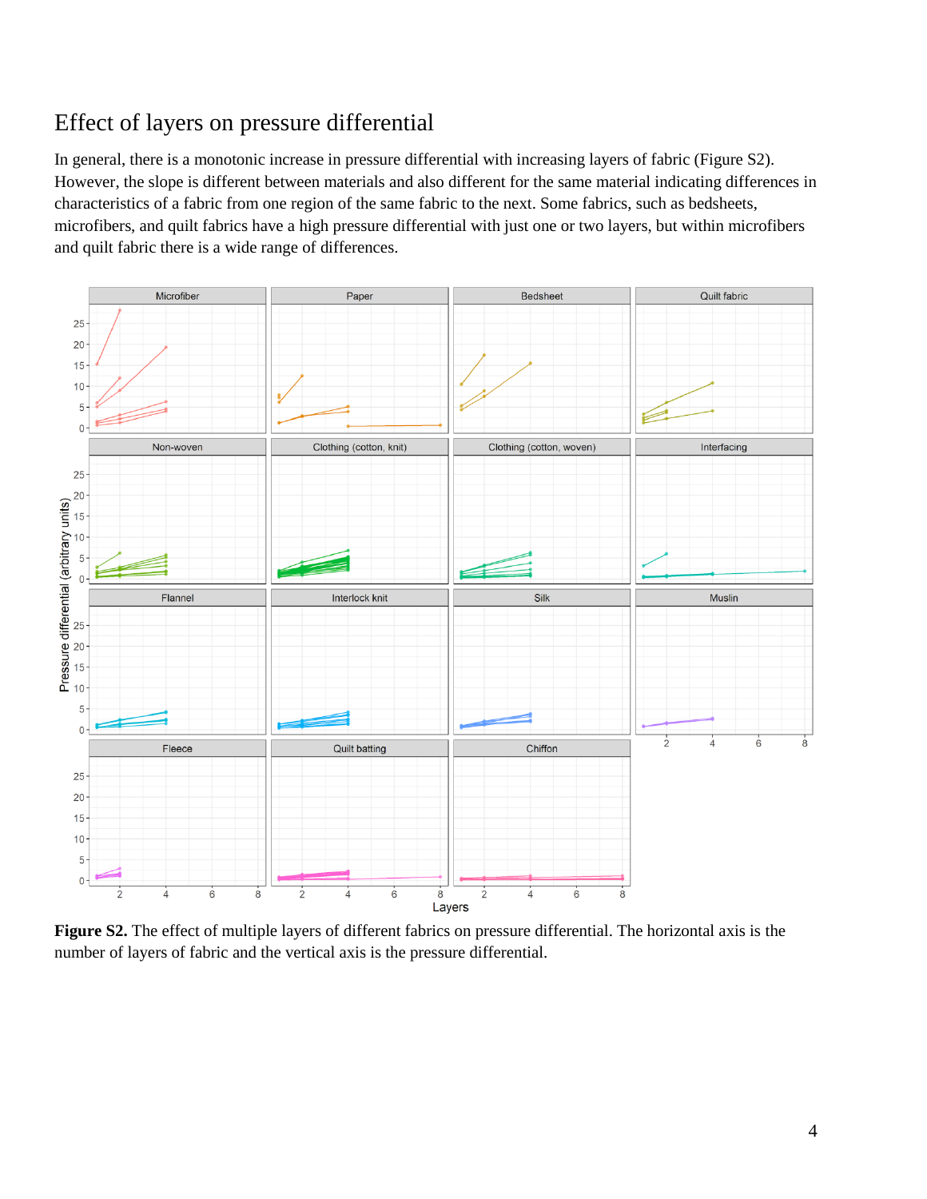## Effect of layers on pressure differential

In general, there is a monotonic increase in pressure differential with increasing layers of fabric (Figure S2). However, the slope is different between materials and also different for the same material indicating differences in characteristics of a fabric from one region of the same fabric to the next. Some fabrics, such as bedsheets, microfibers, and quilt fabrics have a high pressure differential with just one or two layers, but within microfibers and quilt fabric there is a wide range of differences.

**Figure S2.** The effect of multiple layers of different fabrics on pressure differential. The horizontal axis is the number of layers of fabric and the vertical axis is the pressure differential.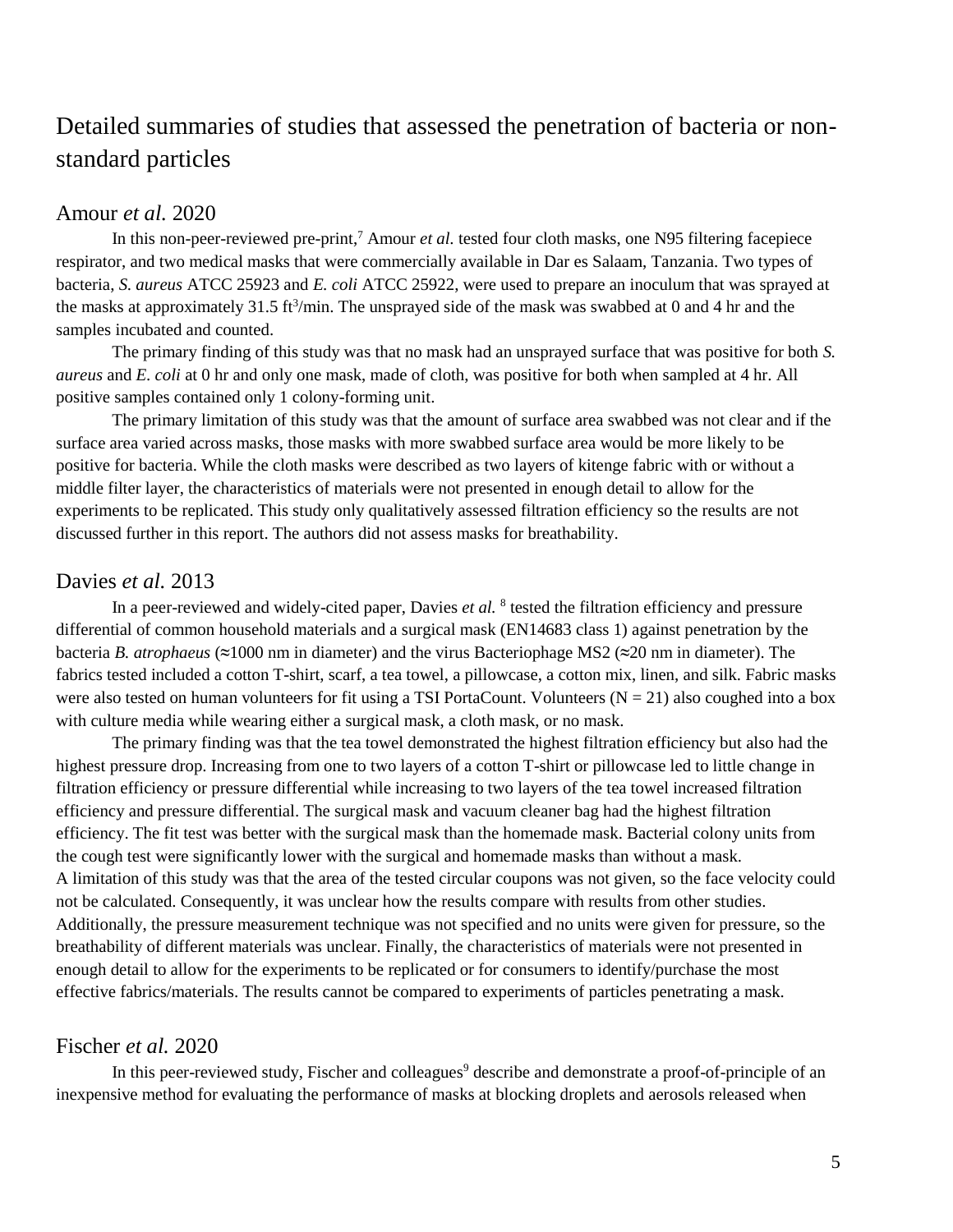## Detailed summaries of studies that assessed the penetration of bacteria or non-standard particles

### Amour *et al.* 2020

In this non-peer-reviewed pre-print,[7] Amour *et al.* tested four cloth masks, one N95 filtering facepiece respirator, and two medical masks that were commercially available in Dar es Salaam, Tanzania. Two types of bacteria, *S. aureus* ATCC 25923 and *E. coli* ATCC 25922, were used to prepare an inoculum that was sprayed at the masks at approximately 31.5 $ft^3$/min. The unsprayed side of the mask was swabbed at 0 and 4 hr and the samples incubated and counted.

The primary finding of this study was that no mask had an unsprayed surface that was positive for both *S. aureus* and *E. coli* at 0 hr and only one mask, made of cloth, was positive for both when sampled at 4 hr. All positive samples contained only 1 colony-forming unit.

The primary limitation of this study was that the amount of surface area swabbed was not clear and if the surface area varied across masks, those masks with more swabbed surface area would be more likely to be positive for bacteria. While the cloth masks were described as two layers of kitenge fabric with or without a middle filter layer, the characteristics of materials were not presented in enough detail to allow for the experiments to be replicated. This study only qualitatively assessed filtration efficiency so the results are not discussed further in this report. The authors did not assess masks for breathability.

### Davies *et al.* 2013

In a peer-reviewed and widely-cited paper, Davies *et al.* [8] tested the filtration efficiency and pressure differential of common household materials and a surgical mask (EN14683 class 1) against penetration by the bacteria *B. atrophaeus* (≈1000 nm in diameter) and the virus Bacteriophage MS2 (≈20 nm in diameter). The fabrics tested included a cotton T-shirt, scarf, a tea towel, a pillowcase, a cotton mix, linen, and silk. Fabric masks were also tested on human volunteers for fit using a TSI PortaCount. Volunteers ($N = 21$) also coughed into a box with culture media while wearing either a surgical mask, a cloth mask, or no mask.

The primary finding was that the tea towel demonstrated the highest filtration efficiency but also had the highest pressure drop. Increasing from one to two layers of a cotton T-shirt or pillowcase led to little change in filtration efficiency or pressure differential while increasing to two layers of the tea towel increased filtration efficiency and pressure differential. The surgical mask and vacuum cleaner bag had the highest filtration efficiency. The fit test was better with the surgical mask than the homemade mask. Bacterial colony units from the cough test were significantly lower with the surgical and homemade masks than without a mask.
A limitation of this study was that the area of the tested circular coupons was not given, so the face velocity could not be calculated. Consequently, it was unclear how the results compare with results from other studies. Additionally, the pressure measurement technique was not specified and no units were given for pressure, so the breathability of different materials was unclear. Finally, the characteristics of materials were not presented in enough detail to allow for the experiments to be replicated or for consumers to identify/purchase the most effective fabrics/materials. The results cannot be compared to experiments of particles penetrating a mask.

### Fischer *et al.* 2020

In this peer-reviewed study, Fischer and colleagues[9] describe and demonstrate a proof-of-principle of an inexpensive method for evaluating the performance of masks at blocking droplets and aerosols released when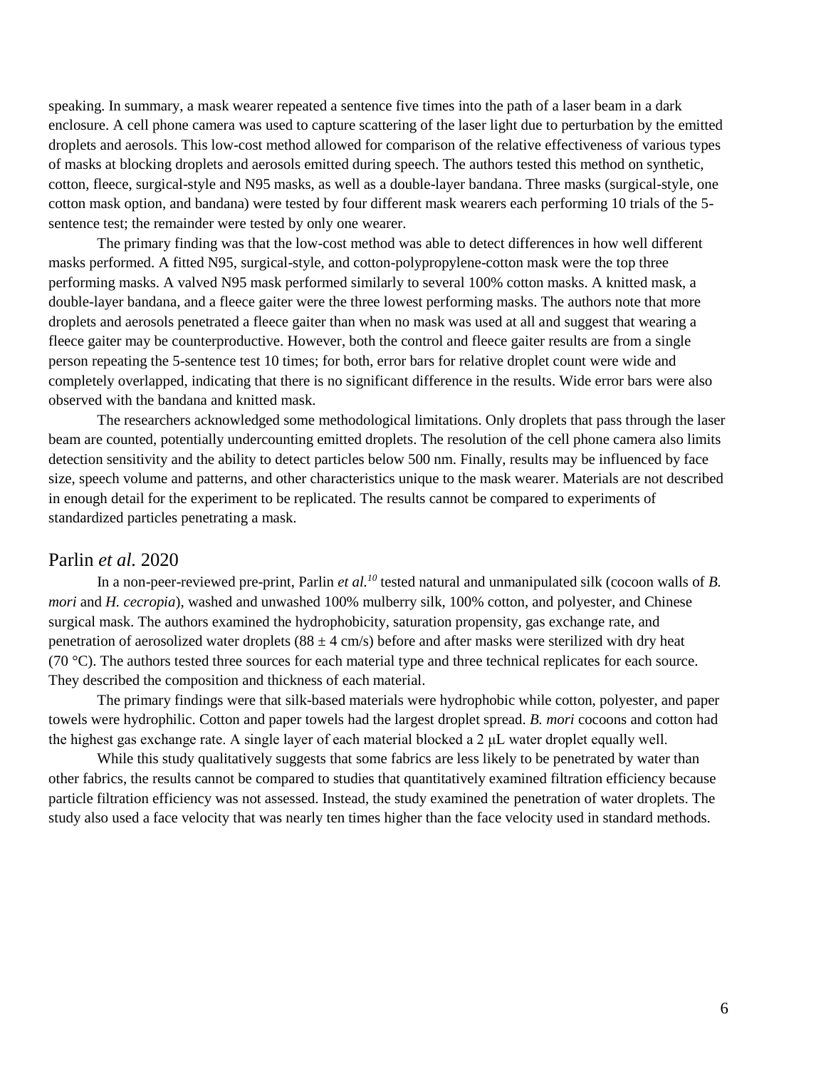speaking. In summary, a mask wearer repeated a sentence five times into the path of a laser beam in a dark enclosure. A cell phone camera was used to capture scattering of the laser light due to perturbation by the emitted droplets and aerosols. This low-cost method allowed for comparison of the relative effectiveness of various types of masks at blocking droplets and aerosols emitted during speech. The authors tested this method on synthetic, cotton, fleece, surgical-style and N95 masks, as well as a double-layer bandana. Three masks (surgical-style, one cotton mask option, and bandana) were tested by four different mask wearers each performing 10 trials of the 5-sentence test; the remainder were tested by only one wearer.

The primary finding was that the low-cost method was able to detect differences in how well different masks performed. A fitted N95, surgical-style, and cotton-polypropylene-cotton mask were the top three performing masks. A valved N95 mask performed similarly to several 100% cotton masks. A knitted mask, a double-layer bandana, and a fleece gaiter were the three lowest performing masks. The authors note that more droplets and aerosols penetrated a fleece gaiter than when no mask was used at all and suggest that wearing a fleece gaiter may be counterproductive. However, both the control and fleece gaiter results are from a single person repeating the 5-sentence test 10 times; for both, error bars for relative droplet count were wide and completely overlapped, indicating that there is no significant difference in the results. Wide error bars were also observed with the bandana and knitted mask.

The researchers acknowledged some methodological limitations. Only droplets that pass through the laser beam are counted, potentially undercounting emitted droplets. The resolution of the cell phone camera also limits detection sensitivity and the ability to detect particles below 500 nm. Finally, results may be influenced by face size, speech volume and patterns, and other characteristics unique to the mask wearer. Materials are not described in enough detail for the experiment to be replicated. The results cannot be compared to experiments of standardized particles penetrating a mask.

## Parlin *et al.* 2020

In a non-peer-reviewed pre-print, Parlin *et al.*[10] tested natural and unmanipulated silk (cocoon walls of *B. mori* and *H. cecropia*), washed and unwashed 100% mulberry silk, 100% cotton, and polyester, and Chinese surgical mask. The authors examined the hydrophobicity, saturation propensity, gas exchange rate, and penetration of aerosolized water droplets ($88 \pm 4$ cm/s) before and after masks were sterilized with dry heat (70 °C). The authors tested three sources for each material type and three technical replicates for each source. They described the composition and thickness of each material.

The primary findings were that silk-based materials were hydrophobic while cotton, polyester, and paper towels were hydrophilic. Cotton and paper towels had the largest droplet spread. *B. mori* cocoons and cotton had the highest gas exchange rate. A single layer of each material blocked a 2 μL water droplet equally well.

While this study qualitatively suggests that some fabrics are less likely to be penetrated by water than other fabrics, the results cannot be compared to studies that quantitatively examined filtration efficiency because particle filtration efficiency was not assessed. Instead, the study examined the penetration of water droplets. The study also used a face velocity that was nearly ten times higher than the face velocity used in standard methods.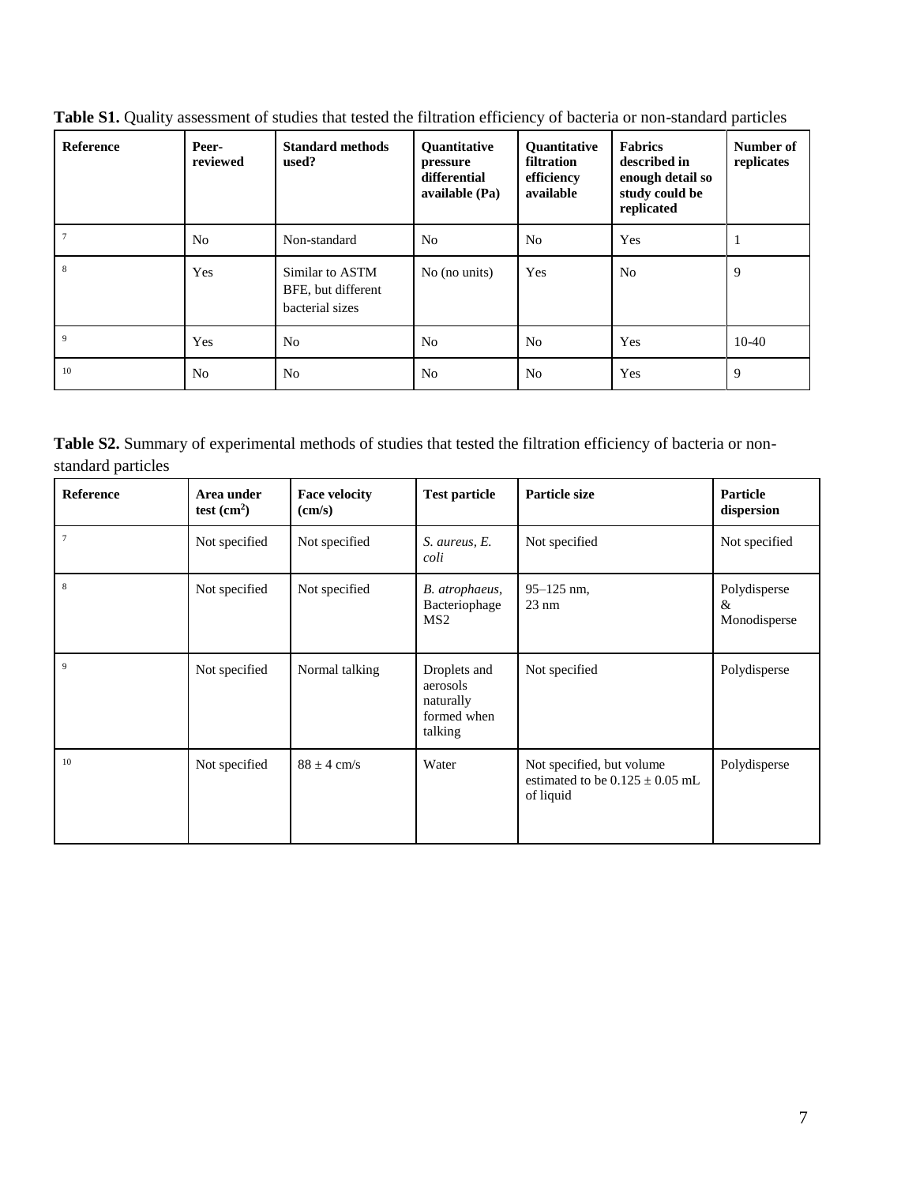**Table S1.** Quality assessment of studies that tested the filtration efficiency of bacteria or non-standard particles

| Reference | Peer-reviewed | Standard methods used? | Quantitative pressure differential available (Pa) | Quantitative filtration efficiency available | Fabrics described in enough detail so study could be replicated | Number of replicates |
|---|---|---|---|---|---|---|
| 7 | No | Non-standard | No | No | Yes | 1 |
| 8 | Yes | Similar to ASTM BFE, but different bacterial sizes | No (no units) | Yes | No | 9 |
| 9 | Yes | No | No | No | Yes | 10-40 |
| 10 | No | No | No | No | Yes | 9 |

**Table S2.** Summary of experimental methods of studies that tested the filtration efficiency of bacteria or non-standard particles

| Reference | Area under test ($cm^2$) | Face velocity (cm/s) | Test particle | Particle size | Particle dispersion |
|---|---|---|---|---|---|
| 7 | Not specified | Not specified | *S. aureus, E. coli* | Not specified | Not specified |
| 8 | Not specified | Not specified | *B. atrophaeus*, Bacteriophage MS2 | 95–125 nm, 23 nm | Polydisperse & Monodisperse |
| 9 | Not specified | Normal talking | Droplets and aerosols naturally formed when talking | Not specified | Polydisperse |
| 10 | Not specified | $88 \pm 4$ cm/s | Water | Not specified, but volume estimated to be $0.125 \pm 0.05$ mL of liquid | Polydisperse |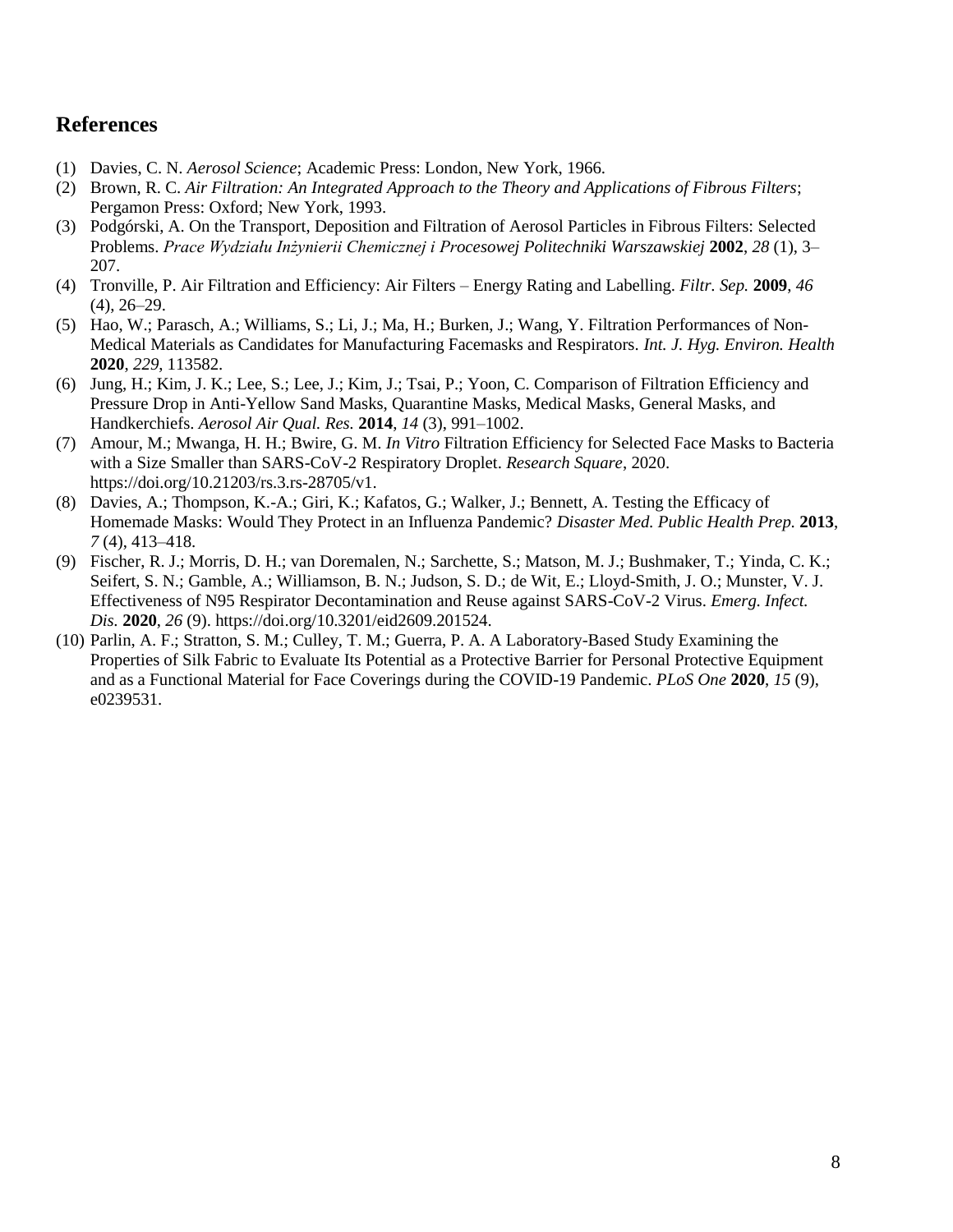## References

(1) Davies, C. N. *Aerosol Science*; Academic Press: London, New York, 1966.

(2) Brown, R. C. *Air Filtration: An Integrated Approach to the Theory and Applications of Fibrous Filters*; Pergamon Press: Oxford; New York, 1993.

(3) Podgórski, A. On the Transport, Deposition and Filtration of Aerosol Particles in Fibrous Filters: Selected Problems. *Prace Wydziału Inżynierii Chemicznej i Procesowej Politechniki Warszawskiej* **2002**, *28* (1), 3–207.

(4) Tronville, P. Air Filtration and Efficiency: Air Filters – Energy Rating and Labelling. *Filtr. Sep.* **2009**, *46* (4), 26–29.

(5) Hao, W.; Parasch, A.; Williams, S.; Li, J.; Ma, H.; Burken, J.; Wang, Y. Filtration Performances of Non-Medical Materials as Candidates for Manufacturing Facemasks and Respirators. *Int. J. Hyg. Environ. Health* **2020**, *229*, 113582.

(6) Jung, H.; Kim, J. K.; Lee, S.; Lee, J.; Kim, J.; Tsai, P.; Yoon, C. Comparison of Filtration Efficiency and Pressure Drop in Anti-Yellow Sand Masks, Quarantine Masks, Medical Masks, General Masks, and Handkerchiefs. *Aerosol Air Qual. Res.* **2014**, *14* (3), 991–1002.

(7) Amour, M.; Mwanga, H. H.; Bwire, G. M. *In Vitro* Filtration Efficiency for Selected Face Masks to Bacteria with a Size Smaller than SARS-CoV-2 Respiratory Droplet. *Research Square*, 2020. https://doi.org/10.21203/rs.3.rs-28705/v1.

(8) Davies, A.; Thompson, K.-A.; Giri, K.; Kafatos, G.; Walker, J.; Bennett, A. Testing the Efficacy of Homemade Masks: Would They Protect in an Influenza Pandemic? *Disaster Med. Public Health Prep.* **2013**, *7* (4), 413–418.

(9) Fischer, R. J.; Morris, D. H.; van Doremalen, N.; Sarchette, S.; Matson, M. J.; Bushmaker, T.; Yinda, C. K.; Seifert, S. N.; Gamble, A.; Williamson, B. N.; Judson, S. D.; de Wit, E.; Lloyd-Smith, J. O.; Munster, V. J. Effectiveness of N95 Respirator Decontamination and Reuse against SARS-CoV-2 Virus. *Emerg. Infect. Dis.* **2020**, *26* (9). https://doi.org/10.3201/eid2609.201524.

(10) Parlin, A. F.; Stratton, S. M.; Culley, T. M.; Guerra, P. A. A Laboratory-Based Study Examining the Properties of Silk Fabric to Evaluate Its Potential as a Protective Barrier for Personal Protective Equipment and as a Functional Material for Face Coverings during the COVID-19 Pandemic. *PLoS One* **2020**, *15* (9), e0239531.